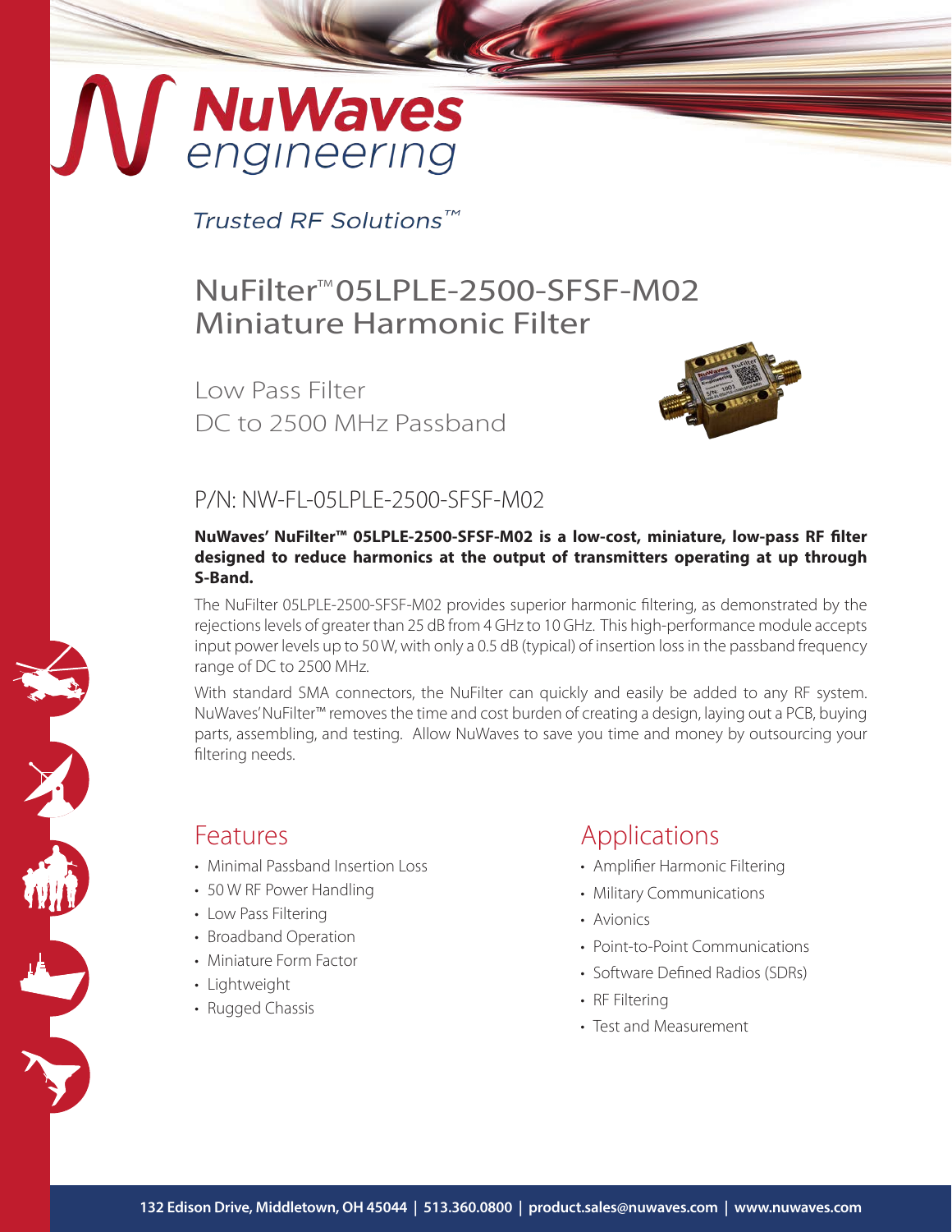NuWaves engineering

*Trusted RF Solutions™*

# NuFilter™ 05LPLE-2500-SFSF-M02 Miniature Harmonic Filter

Low Pass Filter
DC to 2500 MHz Passband

## P/N: NW-FL-05LPLE-2500-SFSF-M02

**NuWaves' NuFilter™ 05LPLE-2500-SFSF-M02 is a low-cost, miniature, low-pass RF filter designed to reduce harmonics at the output of transmitters operating at up through S-Band.**

The NuFilter 05LPLE-2500-SFSF-M02 provides superior harmonic filtering, as demonstrated by the rejections levels of greater than 25 dB from 4 GHz to 10 GHz. This high-performance module accepts input power levels up to 50 W, with only a 0.5 dB (typical) of insertion loss in the passband frequency range of DC to 2500 MHz.

With standard SMA connectors, the NuFilter can quickly and easily be added to any RF system. NuWaves' NuFilter™ removes the time and cost burden of creating a design, laying out a PCB, buying parts, assembling, and testing. Allow NuWaves to save you time and money by outsourcing your filtering needs.

## Features

- Minimal Passband Insertion Loss
- 50 W RF Power Handling
- Low Pass Filtering
- Broadband Operation
- Miniature Form Factor
- Lightweight
- Rugged Chassis

## Applications

- Amplifier Harmonic Filtering
- Military Communications
- Avionics
- Point-to-Point Communications
- Software Defined Radios (SDRs)
- RF Filtering
- Test and Measurement

**132 Edison Drive, Middletown, OH 45044 | 513.360.0800 | product.sales@nuwaves.com | www.nuwaves.com**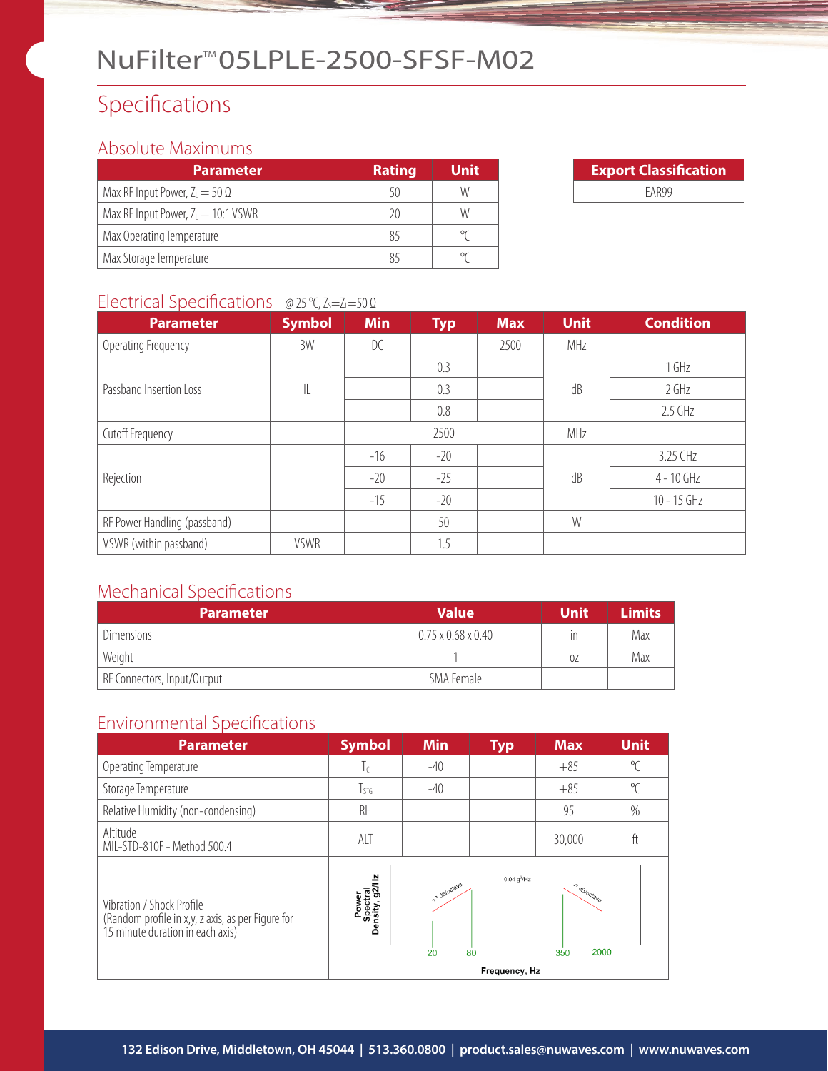# NuFilter™ 05LPLE-2500-SFSF-M02

## Specifications

### Absolute Maximums

| Parameter | Rating | Unit |
|---|---|---|
| Max RF Input Power, $Z_L = 50\ \Omega$ | 50 | W |
| Max RF Input Power, $Z_L = 10{:}1$ VSWR | 20 | W |
| Max Operating Temperature | 85 | ℃ |
| Max Storage Temperature | 85 | ℃ |

| Export Classification |
|---|
| EAR99 |

### Electrical Specifications @ 25 ℃, $Z_S = Z_L = 50\ \Omega$

| Parameter | Symbol | Min | Typ | Max | Unit | Condition |
|---|---|---|---|---|---|---|
| Operating Frequency | BW | DC | | 2500 | MHz | |
| Passband Insertion Loss | IL | | 0.3 | | dB | 1 GHz |
| | | | 0.3 | | | 2 GHz |
| | | | 0.8 | | | 2.5 GHz |
| Cutoff Frequency | | | 2500 | | MHz | |
| Rejection | | -16 | -20 | | dB | 3.25 GHz |
| | | -20 | -25 | | | 4 - 10 GHz |
| | | -15 | -20 | | | 10 - 15 GHz |
| RF Power Handling (passband) | | | 50 | | W | |
| VSWR (within passband) | VSWR | | 1.5 | | | |

### Mechanical Specifications

| Parameter | Value | Unit | Limits |
|---|---|---|---|
| Dimensions | 0.75 x 0.68 x 0.40 | in | Max |
| Weight | 1 | oz | Max |
| RF Connectors, Input/Output | SMA Female | | |

### Environmental Specifications

| Parameter | Symbol | Min | Typ | Max | Unit |
|---|---|---|---|---|---|
| Operating Temperature | $T_C$ | -40 | | +85 | ℃ |
| Storage Temperature | $T_{STG}$ | -40 | | +85 | ℃ |
| Relative Humidity (non-condensing) | RH | | | 95 | % |
| Altitude<br>MIL-STD-810F - Method 500.4 | ALT | | | 30,000 | ft |
| Vibration / Shock Profile<br>(Random profile in x,y, z axis, as per Figure for 15 minute duration in each axis) | | | | | |

Power Spectral Density, g2/Hz vs. Frequency, Hz: +3 dB/octave from 20 Hz to 80 Hz; 0.04 $g^2$/Hz from 80 Hz to 350 Hz; -3 dB/octave from 350 Hz to 2000 Hz.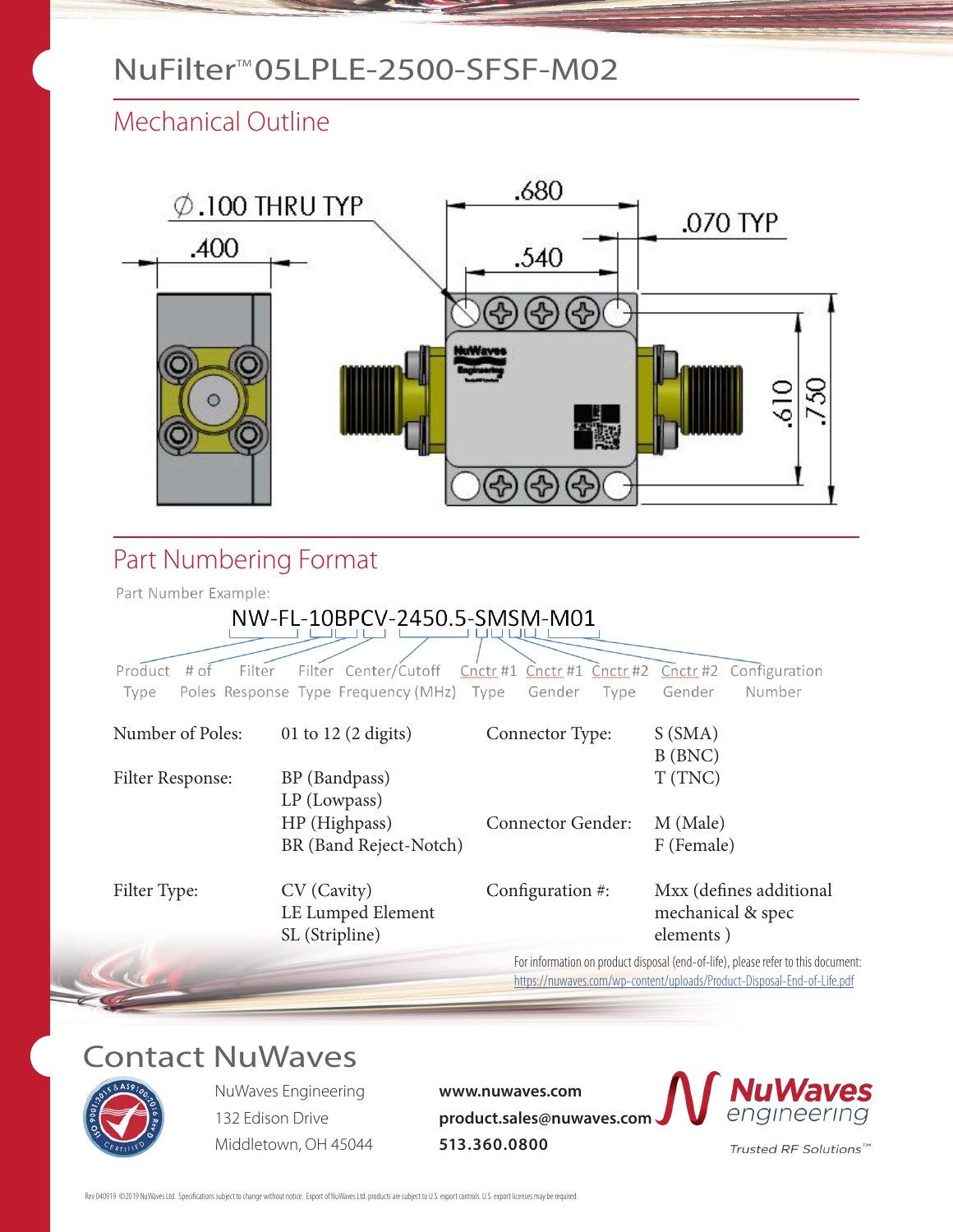# NuFilter™ 05LPLE-2500-SFSF-M02

## Mechanical Outline

Ø.100 THRU TYP

.400

.680

.540

.070 TYP

.610

.750

## Part Numbering Format

Part Number Example:

NW-FL-10BPCV-2450.5-SMSM-M01

Product Type | # of Poles | Filter Response | Filter Type | Center/Cutoff Frequency (MHz) | Cnctr #1 Type | Cnctr #1 Gender | Cnctr #2 Type | Cnctr #2 Gender | Configuration Number

| | | | |
|---|---|---|---|
| Number of Poles: | 01 to 12 (2 digits) | Connector Type: | S (SMA)<br>B (BNC)<br>T (TNC) |
| Filter Response: | BP (Bandpass)<br>LP (Lowpass)<br>HP (Highpass)<br>BR (Band Reject-Notch) | Connector Gender: | M (Male)<br>F (Female) |
| Filter Type: | CV (Cavity)<br>LE Lumped Element<br>SL (Stripline) | Configuration #: | Mxx (defines additional mechanical & spec elements ) |

For information on product disposal (end-of-life), please refer to this document: https://nuwaves.com/wp-content/uploads/Product-Disposal-End-of-Life.pdf

## Contact NuWaves

NuWaves Engineering
132 Edison Drive
Middletown, OH 45044

**www.nuwaves.com**
**product.sales@nuwaves.com**
**513.360.0800**

NuWaves engineering
Trusted RF Solutions™

Rev 040919 ©2019 NuWaves Ltd. Specifications subject to change without notice. Export of NuWaves Ltd. products are subject to U.S. export controls. U.S. export licenses may be required.